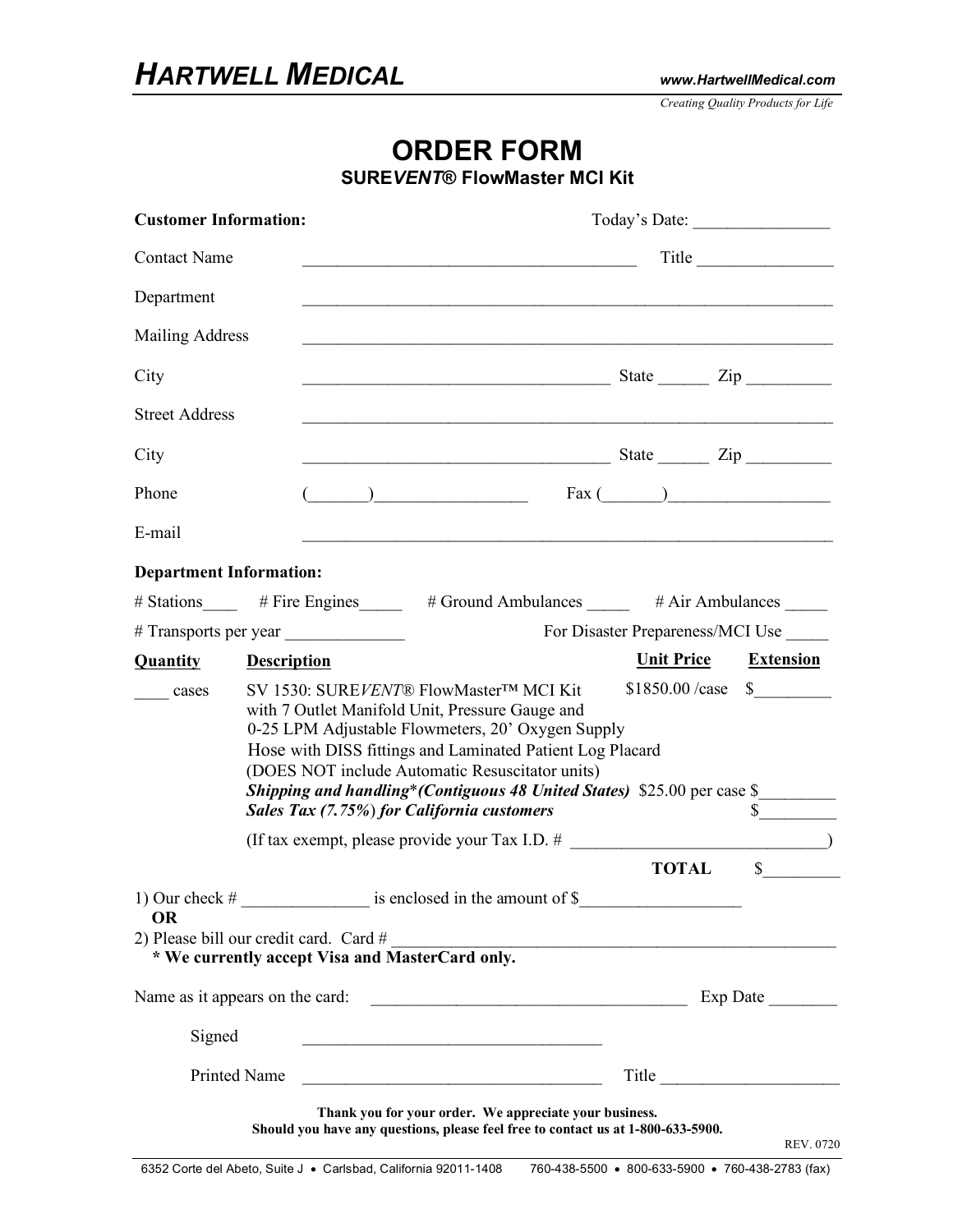# HARTWELL MEDICAL

www.HartwellMedical.com

*Creating Quality Products for Life*

# ORDER FORM

## SURE*VENT*® FlowMaster MCI Kit

**Customer Information:** Today's Date: ________________

Contact Name ________________________________________ Title ________________

Department ________________________________________________________________

Mailing Address ________________________________________________________________

City ____________________________________ State ______ Zip __________

Street Address ________________________________________________________________

City ____________________________________ State ______ Zip __________

Phone (_______)__________________ Fax (_______)___________________

E-mail ________________________________________________________________

**Department Information:**

# Stations____ # Fire Engines_____ # Ground Ambulances _____ # Air Ambulances _____

# Transports per year ______________ For Disaster Prepareness/MCI Use _____

| Quantity | Description | Unit Price | Extension |
|---|---|---|---|
| ____ cases | SV 1530: SURE*VENT*® FlowMaster™ MCI Kit with 7 Outlet Manifold Unit, Pressure Gauge and 0-25 LPM Adjustable Flowmeters, 20' Oxygen Supply Hose with DISS fittings and Laminated Patient Log Placard (DOES NOT include Automatic Resuscitator units) | $1850.00 /case | $_________ |
| | ***Shipping and handling\*(Contiguous 48 United States)*** | $25.00 per case | $_________ |
| | ***Sales Tax (7.75%) for California customers*** | | $_________ |
| | (If tax exempt, please provide your Tax I.D. # ______________________________) | | |
| | | **TOTAL** | $_________ |

1) Our check # _______________ is enclosed in the amount of $___________________

**OR**

2) Please bill our credit card. Card # ______________________________________________________

**\* We currently accept Visa and MasterCard only.**

Name as it appears on the card: _____________________________________ Exp Date ________

Signed ___________________________________

Printed Name ___________________________________ Title _____________________

**Thank you for your order. We appreciate your business.**
**Should you have any questions, please feel free to contact us at 1-800-633-5900.**

REV. 0720

6352 Corte del Abeto, Suite J • Carlsbad, California 92011-1408 760-438-5500 • 800-633-5900 • 760-438-2783 (fax)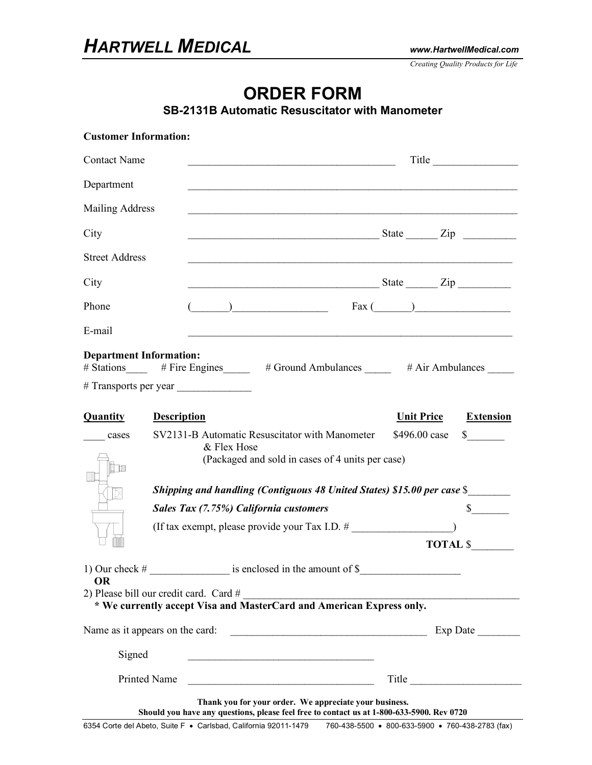# HARTWELL MEDICAL

www.HartwellMedical.com

*Creating Quality Products for Life*

## ORDER FORM

### SB-2131B Automatic Resuscitator with Manometer

**Customer Information:**

Contact Name ______________________________________ Title _______________

Department ____________________________________________________________

Mailing Address ____________________________________________________________

City ____________________________________ State ______ Zip _________

Street Address ____________________________________________________________

City ____________________________________ State ______ Zip _________

Phone (_______)__________________ Fax (_______)__________________

E-mail ____________________________________________________________

**Department Information:**

# Stations____ # Fire Engines_____ # Ground Ambulances _____ # Air Ambulances _____

# Transports per year ______________

| Quantity | Description | Unit Price | Extension |
|---|---|---|---|
| ____ cases | SV2131-B Automatic Resuscitator with Manometer & Flex Hose (Packaged and sold in cases of 4 units per case) | $496.00 case | $_______ |
| | ***Shipping and handling (Contiguous 48 United States) $15.00 per case*** | | $________ |
| | ***Sales Tax (7.75%) California customers*** | | $_______ |
| | (If tax exempt, please provide your Tax I.D. # ___________________) | | |
| | | **TOTAL** | $________ |

1) Our check # _______________ is enclosed in the amount of $___________________

**OR**

2) Please bill our credit card. Card # _____________________________________________________

**\* We currently accept Visa and MasterCard and American Express only.**

Name as it appears on the card: _____________________________________ Exp Date ________

Signed __________________________________

Printed Name __________________________________ Title ____________________

**Thank you for your order. We appreciate your business.**
**Should you have any questions, please feel free to contact us at 1-800-633-5900. Rev 0720**

6354 Corte del Abeto, Suite F • Carlsbad, California 92011-1479 760-438-5500 • 800-633-5900 • 760-438-2783 (fax)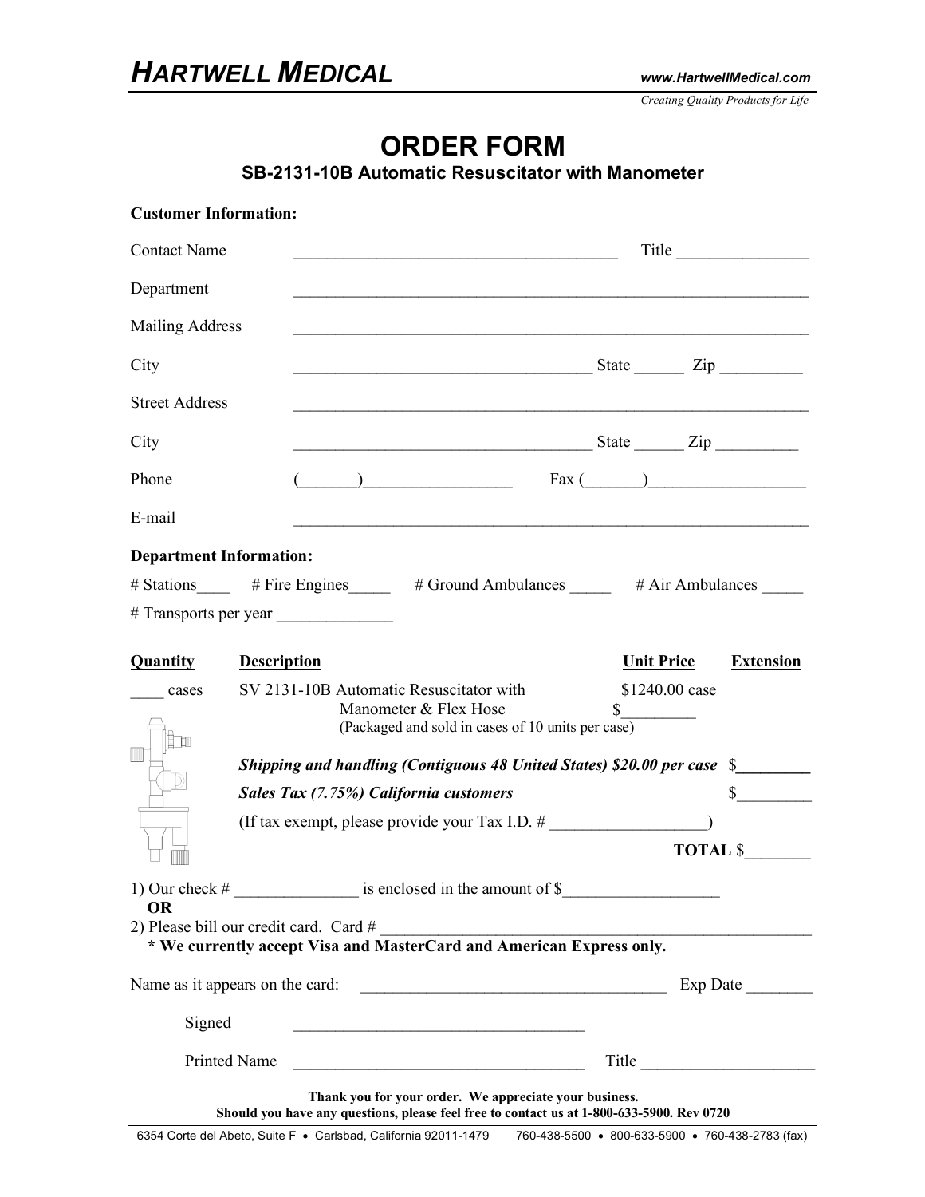# HARTWELL MEDICAL

**www.HartwellMedical.com**

*Creating Quality Products for Life*

## ORDER FORM

### SB-2131-10B Automatic Resuscitator with Manometer

**Customer Information:**

Contact Name ________________________________________ Title ________________

Department ________________________________________________________________

Mailing Address ____________________________________________________________

City ____________________________________ State ______ Zip __________

Street Address _____________________________________________________________

City ____________________________________ State ______ Zip __________

Phone (_______)__________________ Fax (_______)___________________

E-mail ____________________________________________________________________

**Department Information:**

# Stations____ # Fire Engines_____ # Ground Ambulances _____ # Air Ambulances _____

# Transports per year ______________

| Quantity | Description | Unit Price | Extension |
|---|---|---|---|
| ____ cases | SV 2131-10B Automatic Resuscitator with Manometer & Flex Hose (Packaged and sold in cases of 10 units per case) | $1240.00 case | $_________ |

***Shipping and handling (Contiguous 48 United States) $20.00 per case*** $_________

***Sales Tax (7.75%) California customers*** $_________

(If tax exempt, please provide your Tax I.D. # ___________________)

**TOTAL** $________

1) Our check # _______________ is enclosed in the amount of $___________________

**OR**

2) Please bill our credit card. Card # _______________________________________________________

**\* We currently accept Visa and MasterCard and American Express only.**

Name as it appears on the card: _____________________________________ Exp Date ________

Signed ___________________________________

Printed Name ___________________________________ Title _____________________

**Thank you for your order. We appreciate your business.**

**Should you have any questions, please feel free to contact us at 1-800-633-5900. Rev 0720**

6354 Corte del Abeto, Suite F • Carlsbad, California 92011-1479 760-438-5500 • 800-633-5900 • 760-438-2783 (fax)